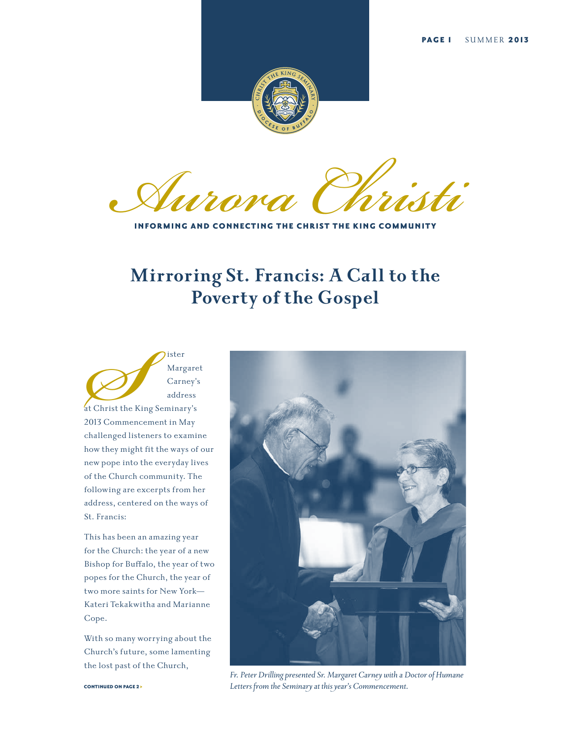# Aurora Christi

**INFORMING AND CONNECTING THE CHRIST THE KING COMMUNITY**

## Mirroring St. Francis: A Call to the Poverty of the Gospel

Sister Margaret Carney's address at Christ the King Seminary's 2013 Commencement in May challenged listeners to examine how they might fit the ways of our new pope into the everyday lives of the Church community. The following are excerpts from her address, centered on the ways of St. Francis:

This has been an amazing year for the Church: the year of a new Bishop for Buffalo, the year of two popes for the Church, the year of two more saints for New York—Kateri Tekakwitha and Marianne Cope.

With so many worrying about the Church's future, some lamenting the lost past of the Church,

CONTINUED ON PAGE 2 >

*Fr. Peter Drilling presented Sr. Margaret Carney with a Doctor of Humane Letters from the Seminary at this year's Commencement.*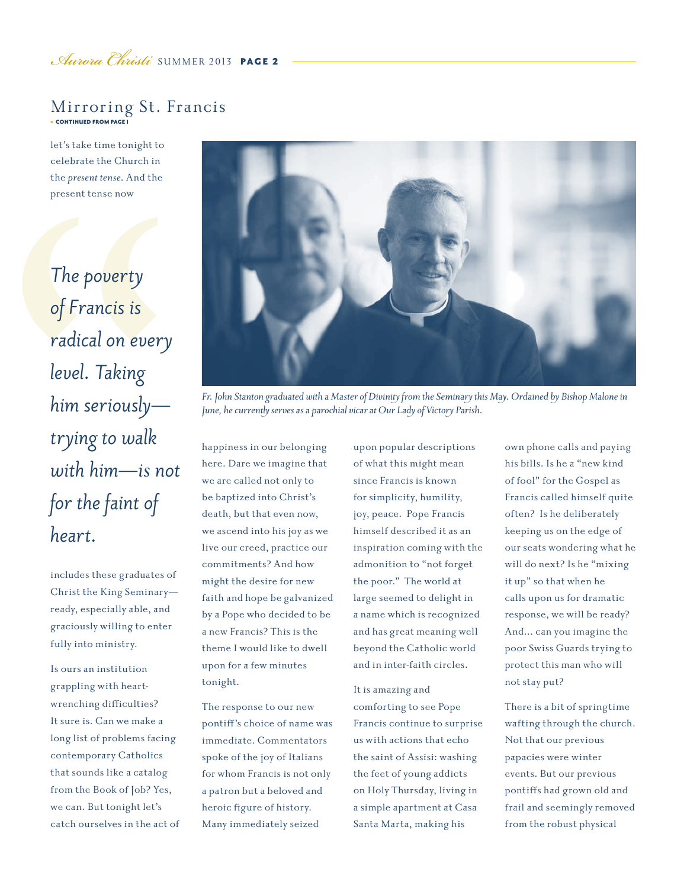## Mirroring St. Francis

< CONTINUED FROM PAGE 1

let's take time tonight to celebrate the Church in the *present tense*. And the present tense now includes these graduates of Christ the King Seminary—ready, especially able, and graciously willing to enter fully into ministry.

> *The poverty of Francis is radical on every level. Taking him seriously—trying to walk with him—is not for the faint of heart.*

Is ours an institution grappling with heart-wrenching difficulties? It sure is. Can we make a long list of problems facing contemporary Catholics that sounds like a catalog from the Book of Job? Yes, we can. But tonight let's catch ourselves in the act of happiness in our belonging here. Dare we imagine that we are called not only to be baptized into Christ's death, but that even now, we ascend into his joy as we live our creed, practice our commitments? And how might the desire for new faith and hope be galvanized by a Pope who decided to be a new Francis? This is the theme I would like to dwell upon for a few minutes tonight.

*Fr. John Stanton graduated with a Master of Divinity from the Seminary this May. Ordained by Bishop Malone in June, he currently serves as a parochial vicar at Our Lady of Victory Parish.*

The response to our new pontiff's choice of name was immediate. Commentators spoke of the joy of Italians for whom Francis is not only a patron but a beloved and heroic figure of history. Many immediately seized upon popular descriptions of what this might mean since Francis is known for simplicity, humility, joy, peace. Pope Francis himself described it as an inspiration coming with the admonition to "not forget the poor." The world at large seemed to delight in a name which is recognized and has great meaning well beyond the Catholic world and in inter-faith circles.

It is amazing and comforting to see Pope Francis continue to surprise us with actions that echo the saint of Assisi: washing the feet of young addicts on Holy Thursday, living in a simple apartment at Casa Santa Marta, making his own phone calls and paying his bills. Is he a "new kind of fool" for the Gospel as Francis called himself quite often? Is he deliberately keeping us on the edge of our seats wondering what he will do next? Is he "mixing it up" so that when he calls upon us for dramatic response, we will be ready? And... can you imagine the poor Swiss Guards trying to protect this man who will not stay put?

There is a bit of springtime wafting through the church. Not that our previous papacies were winter events. But our previous pontiffs had grown old and frail and seemingly removed from the robust physical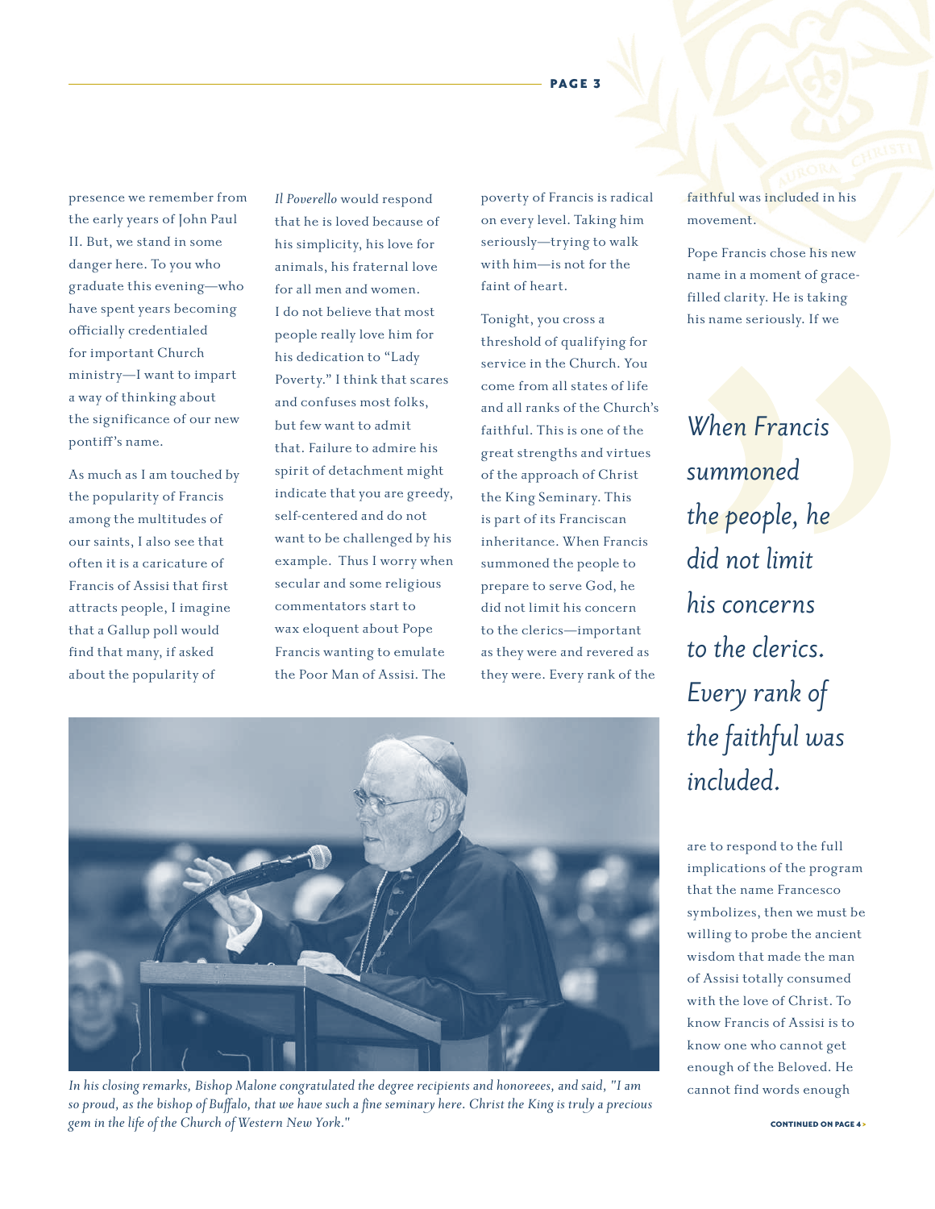presence we remember from the early years of John Paul II. But, we stand in some danger here. To you who graduate this evening—who have spent years becoming officially credentialed for important Church ministry—I want to impart a way of thinking about the significance of our new pontiff's name.

As much as I am touched by the popularity of Francis among the multitudes of our saints, I also see that often it is a caricature of Francis of Assisi that first attracts people, I imagine that a Gallup poll would find that many, if asked about the popularity of *Il Poverello* would respond that he is loved because of his simplicity, his love for animals, his fraternal love for all men and women. I do not believe that most people really love him for his dedication to "Lady Poverty." I think that scares and confuses most folks, but few want to admit that. Failure to admire his spirit of detachment might indicate that you are greedy, self-centered and do not want to be challenged by his example. Thus I worry when secular and some religious commentators start to wax eloquent about Pope Francis wanting to emulate the Poor Man of Assisi. The poverty of Francis is radical on every level. Taking him seriously—trying to walk with him—is not for the faint of heart.

Tonight, you cross a threshold of qualifying for service in the Church. You come from all states of life and all ranks of the Church's faithful. This is one of the great strengths and virtues of the approach of Christ the King Seminary. This is part of its Franciscan inheritance. When Francis summoned the people to prepare to serve God, he did not limit his concern to the clerics—important as they were and revered as they were. Every rank of the faithful was included in his movement.

Pope Francis chose his new name in a moment of grace-filled clarity. He is taking his name seriously. If we are to respond to the full implications of the program that the name Francesco symbolizes, then we must be willing to probe the ancient wisdom that made the man of Assisi totally consumed with the love of Christ. To know Francis of Assisi is to know one who cannot get enough of the Beloved. He cannot find words enough

> *When Francis summoned the people, he did not limit his concerns to the clerics. Every rank of the faithful was included.*

*In his closing remarks, Bishop Malone congratulated the degree recipients and honoreees, and said, "I am so proud, as the bishop of Buffalo, that we have such a fine seminary here. Christ the King is truly a precious gem in the life of the Church of Western New York."*

CONTINUED ON PAGE 4 >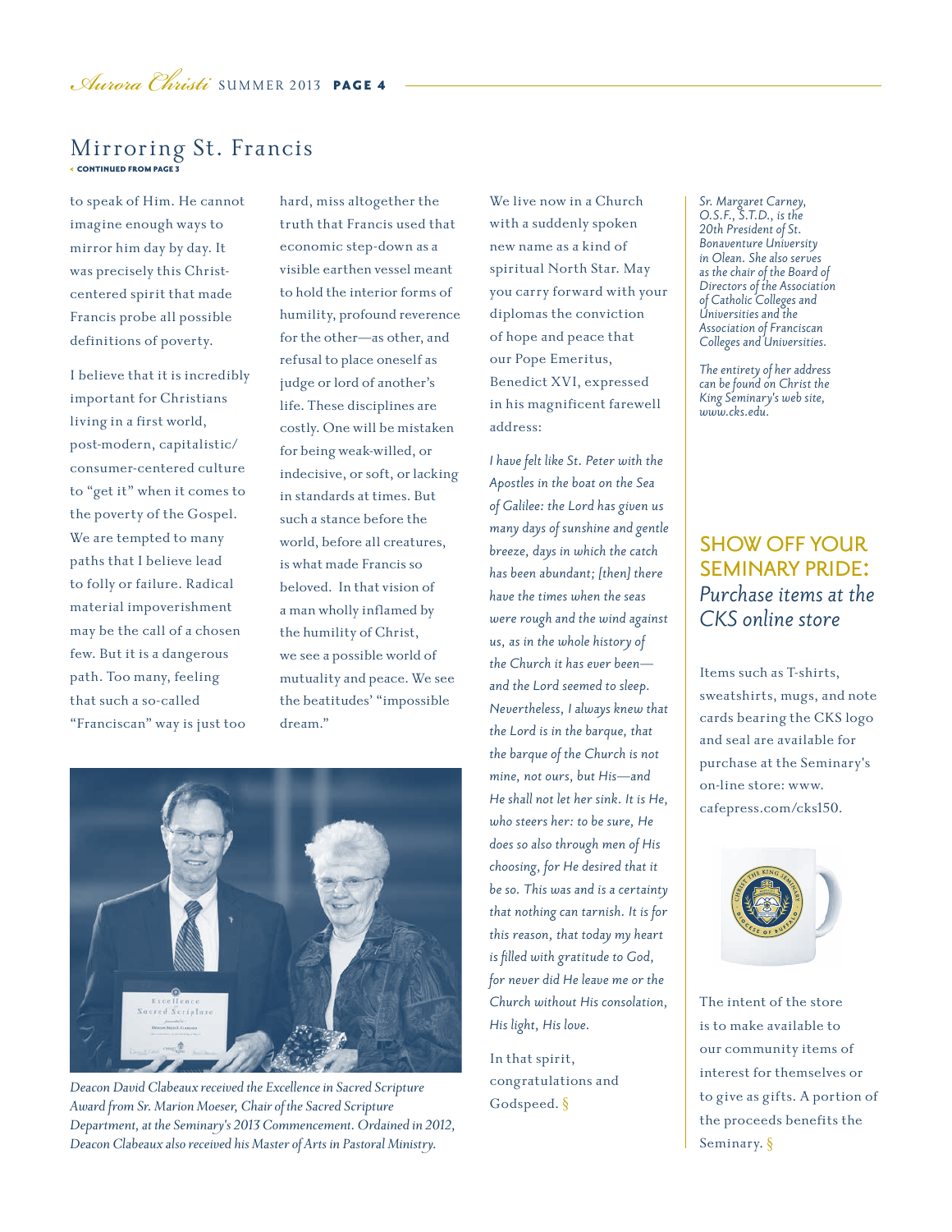## Mirroring St. Francis

< CONTINUED FROM PAGE 3

to speak of Him. He cannot imagine enough ways to mirror him day by day. It was precisely this Christ-centered spirit that made Francis probe all possible definitions of poverty.

I believe that it is incredibly important for Christians living in a first world, post-modern, capitalistic/consumer-centered culture to "get it" when it comes to the poverty of the Gospel. We are tempted to many paths that I believe lead to folly or failure. Radical material impoverishment may be the call of a chosen few. But it is a dangerous path. Too many, feeling that such a so-called "Franciscan" way is just too hard, miss altogether the truth that Francis used that economic step-down as a visible earthen vessel meant to hold the interior forms of humility, profound reverence for the other—as other, and refusal to place oneself as judge or lord of another's life. These disciplines are costly. One will be mistaken for being weak-willed, or indecisive, or soft, or lacking in standards at times. But such a stance before the world, before all creatures, is what made Francis so beloved. In that vision of a man wholly inflamed by the humility of Christ, we see a possible world of mutuality and peace. We see the beatitudes' "impossible dream."

We live now in a Church with a suddenly spoken new name as a kind of spiritual North Star. May you carry forward with your diplomas the conviction of hope and peace that our Pope Emeritus, Benedict XVI, expressed in his magnificent farewell address:

*I have felt like St. Peter with the Apostles in the boat on the Sea of Galilee: the Lord has given us many days of sunshine and gentle breeze, days in which the catch has been abundant; [then] there have the times when the seas were rough and the wind against us, as in the whole history of the Church it has ever been—and the Lord seemed to sleep. Nevertheless, I always knew that the Lord is in the barque, that the barque of the Church is not mine, not ours, but His—and He shall not let her sink. It is He, who steers her: to be sure, He does so also through men of His choosing, for He desired that it be so. This was and is a certainty that nothing can tarnish. It is for this reason, that today my heart is filled with gratitude to God, for never did He leave me or the Church without His consolation, His light, His love.*

In that spirit, congratulations and Godspeed. §

*Sr. Margaret Carney, O.S.F., S.T.D., is the 20th President of St. Bonaventure University in Olean. She also serves as the chair of the Board of Directors of the Association of Catholic Colleges and Universities and the Association of Franciscan Colleges and Universities.*

*The entirety of her address can be found on Christ the King Seminary's web site, www.cks.edu.*

*Deacon David Clabeaux received the Excellence in Sacred Scripture Award from Sr. Marion Moeser, Chair of the Sacred Scripture Department, at the Seminary's 2013 Commencement. Ordained in 2012, Deacon Clabeaux also received his Master of Arts in Pastoral Ministry.*

## SHOW OFF YOUR SEMINARY PRIDE:

### *Purchase items at the CKS online store*

Items such as T-shirts, sweatshirts, mugs, and note cards bearing the CKS logo and seal are available for purchase at the Seminary's on-line store: www.cafepress.com/cks150.

The intent of the store is to make available to our community items of interest for themselves or to give as gifts. A portion of the proceeds benefits the Seminary. §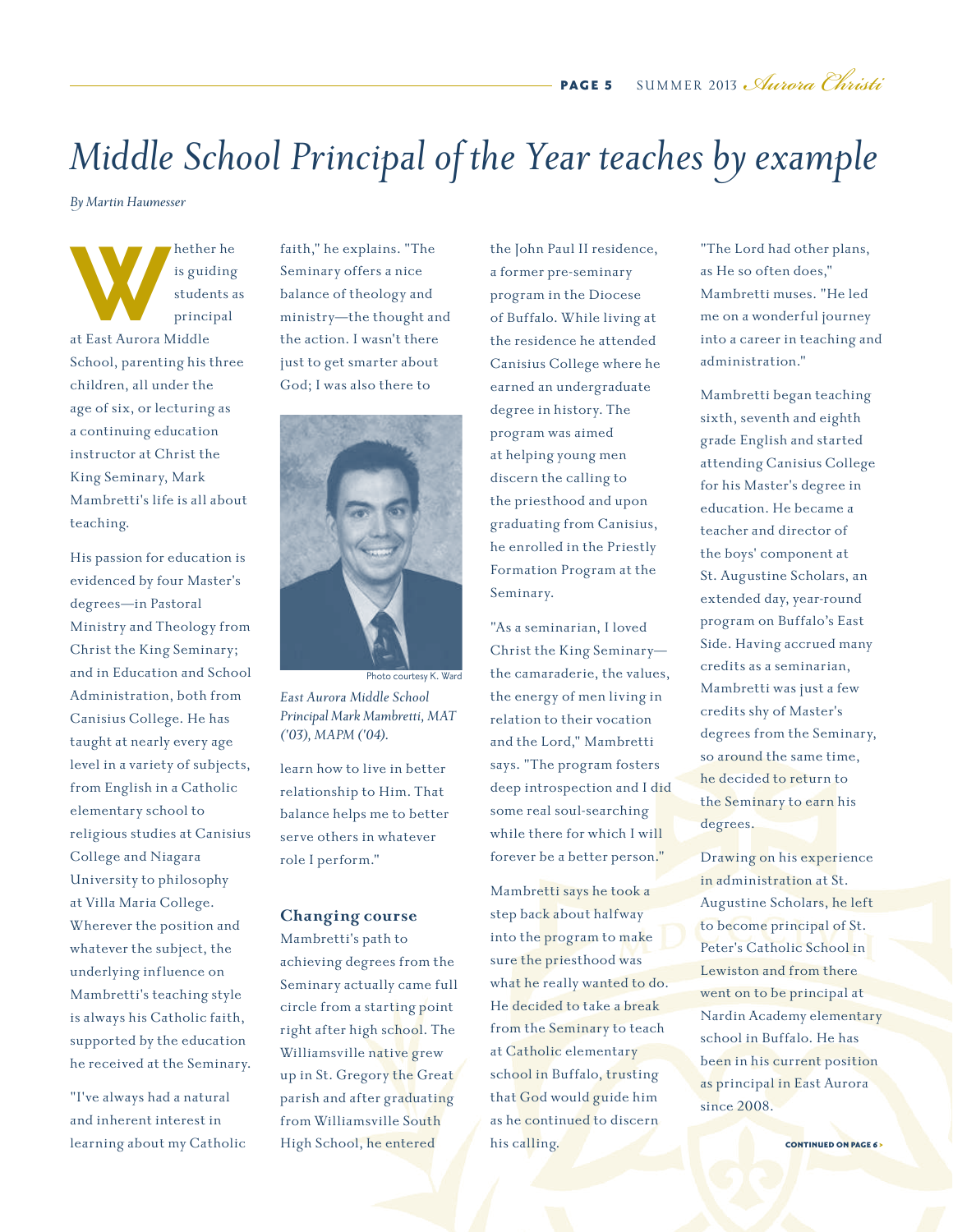# Middle School Principal of the Year teaches by example

*By Martin Haumesser*

Whether he is guiding students as principal at East Aurora Middle School, parenting his three children, all under the age of six, or lecturing as a continuing education instructor at Christ the King Seminary, Mark Mambretti's life is all about teaching.

His passion for education is evidenced by four Master's degrees—in Pastoral Ministry and Theology from Christ the King Seminary; and in Education and School Administration, both from Canisius College. He has taught at nearly every age level in a variety of subjects, from English in a Catholic elementary school to religious studies at Canisius College and Niagara University to philosophy at Villa Maria College. Wherever the position and whatever the subject, the underlying influence on Mambretti's teaching style is always his Catholic faith, supported by the education he received at the Seminary.

"I've always had a natural and inherent interest in learning about my Catholic faith," he explains. "The Seminary offers a nice balance of theology and ministry—the thought and the action. I wasn't there just to get smarter about God; I was also there to learn how to live in better relationship to Him. That balance helps me to better serve others in whatever role I perform."

Photo courtesy K. Ward

*East Aurora Middle School Principal Mark Mambretti, MAT ('03), MAPM ('04).*

### Changing course

Mambretti's path to achieving degrees from the Seminary actually came full circle from a starting point right after high school. The Williamsville native grew up in St. Gregory the Great parish and after graduating from Williamsville South High School, he entered the John Paul II residence, a former pre-seminary program in the Diocese of Buffalo. While living at the residence he attended Canisius College where he earned an undergraduate degree in history. The program was aimed at helping young men discern the calling to the priesthood and upon graduating from Canisius, he enrolled in the Priestly Formation Program at the Seminary.

"As a seminarian, I loved Christ the King Seminary—the camaraderie, the values, the energy of men living in relation to their vocation and the Lord," Mambretti says. "The program fosters deep introspection and I did some real soul-searching while there for which I will forever be a better person."

Mambretti says he took a step back about halfway into the program to make sure the priesthood was what he really wanted to do. He decided to take a break from the Seminary to teach at Catholic elementary school in Buffalo, trusting that God would guide him as he continued to discern his calling.

"The Lord had other plans, as He so often does," Mambretti muses. "He led me on a wonderful journey into a career in teaching and administration."

Mambretti began teaching sixth, seventh and eighth grade English and started attending Canisius College for his Master's degree in education. He became a teacher and director of the boys' component at St. Augustine Scholars, an extended day, year-round program on Buffalo's East Side. Having accrued many credits as a seminarian, Mambretti was just a few credits shy of Master's degrees from the Seminary, so around the same time, he decided to return to the Seminary to earn his degrees.

Drawing on his experience in administration at St. Augustine Scholars, he left to become principal of St. Peter's Catholic School in Lewiston and from there went on to be principal at Nardin Academy elementary school in Buffalo. He has been in his current position as principal in East Aurora since 2008.

CONTINUED ON PAGE 6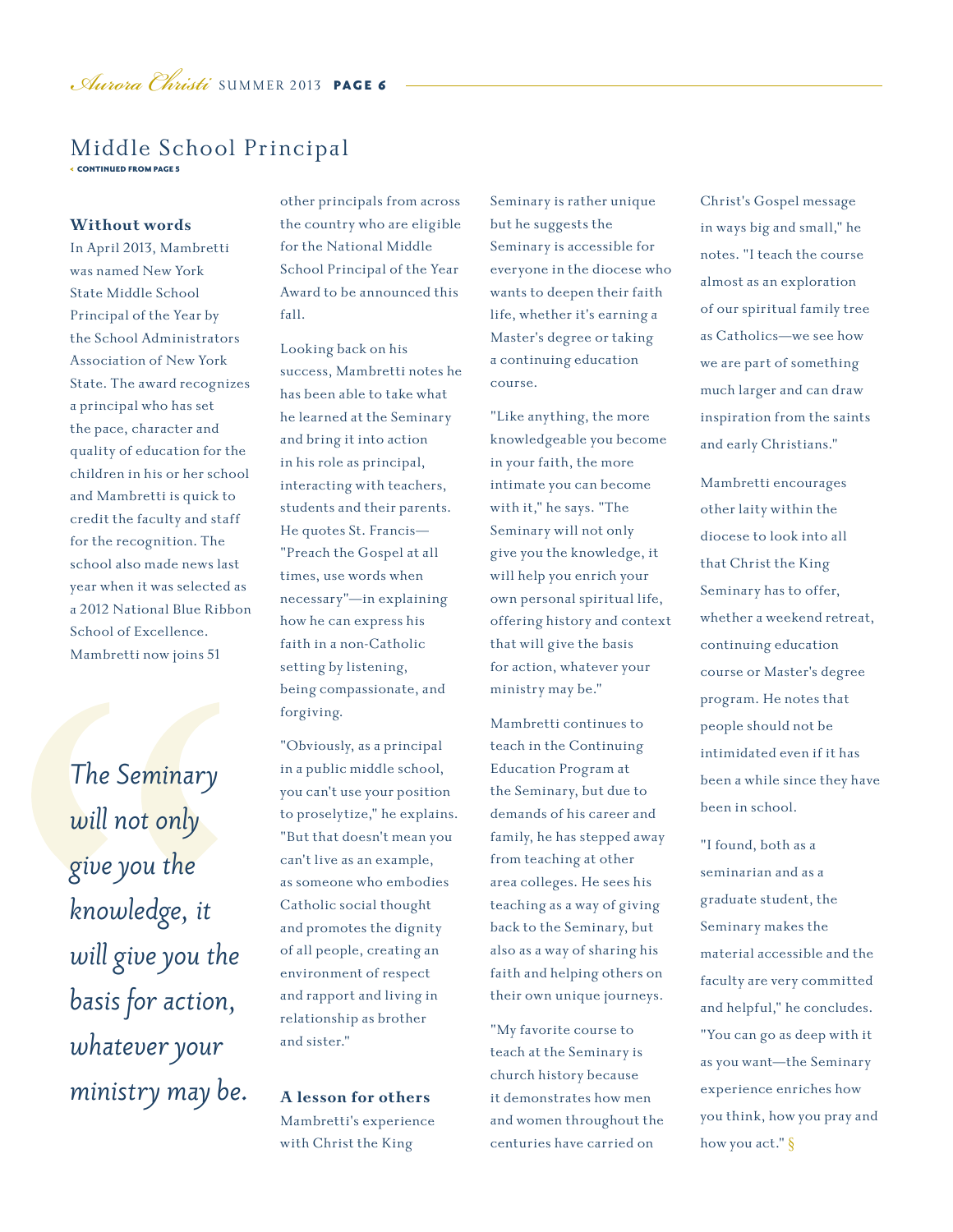## Middle School Principal

< CONTINUED FROM PAGE 5

### Without words

In April 2013, Mambretti was named New York State Middle School Principal of the Year by the School Administrators Association of New York State. The award recognizes a principal who has set the pace, character and quality of education for the children in his or her school and Mambretti is quick to credit the faculty and staff for the recognition. The school also made news last year when it was selected as a 2012 National Blue Ribbon School of Excellence. Mambretti now joins 51 other principals from across the country who are eligible for the National Middle School Principal of the Year Award to be announced this fall.

> *The Seminary will not only give you the knowledge, it will give you the basis for action, whatever your ministry may be.*

Looking back on his success, Mambretti notes he has been able to take what he learned at the Seminary and bring it into action in his role as principal, interacting with teachers, students and their parents. He quotes St. Francis—"Preach the Gospel at all times, use words when necessary"—in explaining how he can express his faith in a non-Catholic setting by listening, being compassionate, and forgiving.

"Obviously, as a principal in a public middle school, you can't use your position to proselytize," he explains. "But that doesn't mean you can't live as an example, as someone who embodies Catholic social thought and promotes the dignity of all people, creating an environment of respect and rapport and living in relationship as brother and sister."

### A lesson for others

Mambretti's experience with Christ the King Seminary is rather unique but he suggests the Seminary is accessible for everyone in the diocese who wants to deepen their faith life, whether it's earning a Master's degree or taking a continuing education course.

"Like anything, the more knowledgeable you become in your faith, the more intimate you can become with it," he says. "The Seminary will not only give you the knowledge, it will help you enrich your own personal spiritual life, offering history and context that will give the basis for action, whatever your ministry may be."

Mambretti continues to teach in the Continuing Education Program at the Seminary, but due to demands of his career and family, he has stepped away from teaching at other area colleges. He sees his teaching as a way of giving back to the Seminary, but also as a way of sharing his faith and helping others on their own unique journeys.

"My favorite course to teach at the Seminary is church history because it demonstrates how men and women throughout the centuries have carried on Christ's Gospel message in ways big and small," he notes. "I teach the course almost as an exploration of our spiritual family tree as Catholics—we see how we are part of something much larger and can draw inspiration from the saints and early Christians."

Mambretti encourages other laity within the diocese to look into all that Christ the King Seminary has to offer, whether a weekend retreat, continuing education course or Master's degree program. He notes that people should not be intimidated even if it has been a while since they have been in school.

"I found, both as a seminarian and as a graduate student, the Seminary makes the material accessible and the faculty are very committed and helpful," he concludes. "You can go as deep with it as you want—the Seminary experience enriches how you think, how you pray and how you act." §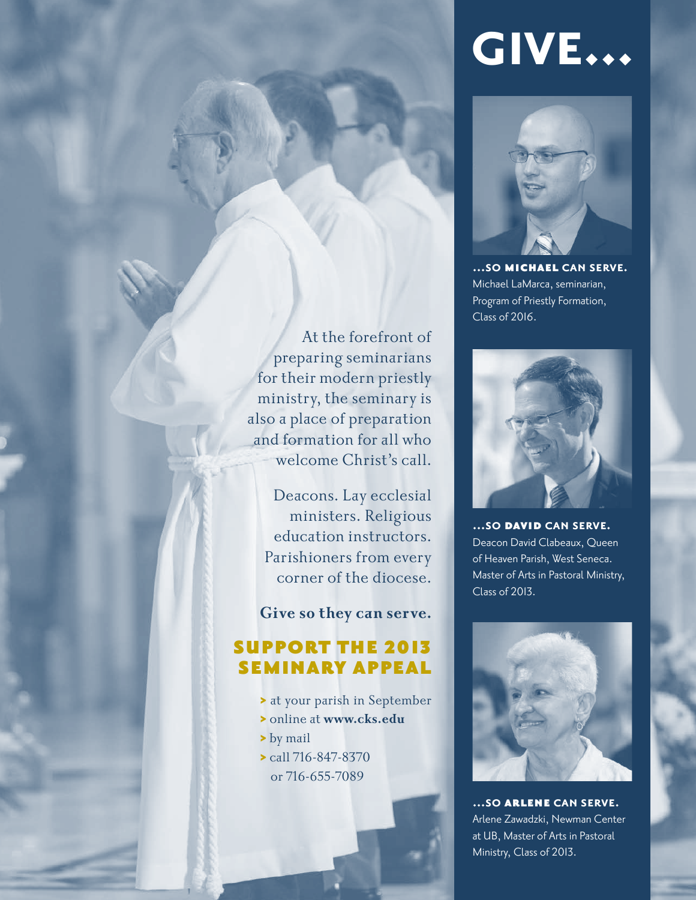# GIVE...

At the forefront of preparing seminarians for their modern priestly ministry, the seminary is also a place of preparation and formation for all who welcome Christ's call.

Deacons. Lay ecclesial ministers. Religious education instructors. Parishioners from every corner of the diocese.

**Give so they can serve.**

## SUPPORT THE 2013 SEMINARY APPEAL

- at your parish in September
- online at **www.cks.edu**
- by mail
- call 716-847-8370 or 716-655-7089

**...SO MICHAEL CAN SERVE.**
Michael LaMarca, seminarian, Program of Priestly Formation, Class of 2016.

**...SO DAVID CAN SERVE.**
Deacon David Clabeaux, Queen of Heaven Parish, West Seneca. Master of Arts in Pastoral Ministry, Class of 2013.

**...SO ARLENE CAN SERVE.**
Arlene Zawadzki, Newman Center at UB, Master of Arts in Pastoral Ministry, Class of 2013.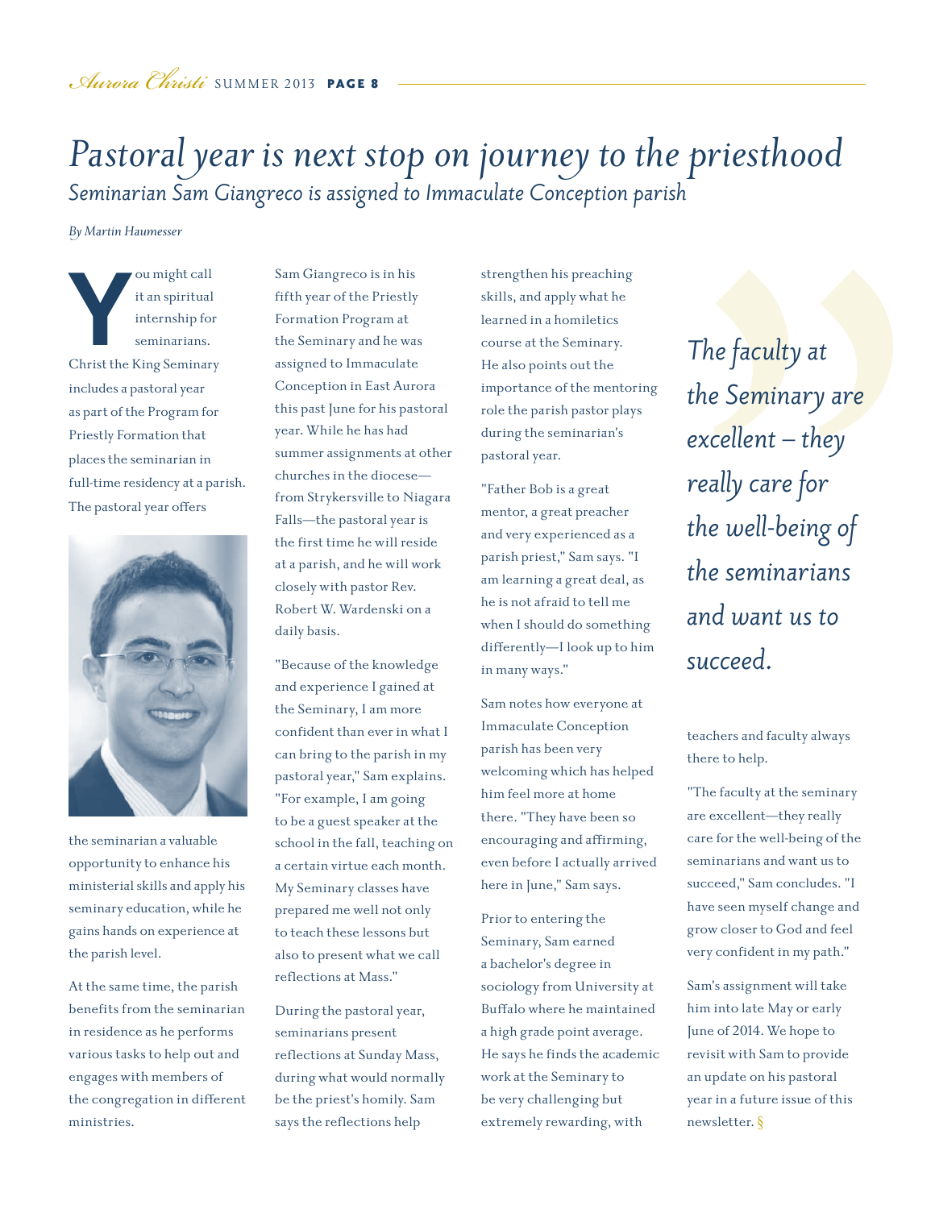// Pastoral year article

# Pastoral year is next stop on journey to the priesthood

## Seminarian Sam Giangreco is assigned to Immaculate Conception parish

*By Martin Haumesser*

You might call it an spiritual internship for seminarians. Christ the King Seminary includes a pastoral year as part of the Program for Priestly Formation that places the seminarian in full-time residency at a parish. The pastoral year offers the seminarian a valuable opportunity to enhance his ministerial skills and apply his seminary education, while he gains hands on experience at the parish level.

At the same time, the parish benefits from the seminarian in residence as he performs various tasks to help out and engages with members of the congregation in different ministries.

Sam Giangreco is in his fifth year of the Priestly Formation Program at the Seminary and he was assigned to Immaculate Conception in East Aurora this past June for his pastoral year. While he has had summer assignments at other churches in the diocese—from Strykersville to Niagara Falls—the pastoral year is the first time he will reside at a parish, and he will work closely with pastor Rev. Robert W. Wardenski on a daily basis.

"Because of the knowledge and experience I gained at the Seminary, I am more confident than ever in what I can bring to the parish in my pastoral year," Sam explains. "For example, I am going to be a guest speaker at the school in the fall, teaching on a certain virtue each month. My Seminary classes have prepared me well not only to teach these lessons but also to present what we call reflections at Mass."

During the pastoral year, seminarians present reflections at Sunday Mass, during what would normally be the priest's homily. Sam says the reflections help strengthen his preaching skills, and apply what he learned in a homiletics course at the Seminary. He also points out the importance of the mentoring role the parish pastor plays during the seminarian's pastoral year.

"Father Bob is a great mentor, a great preacher and very experienced as a parish priest," Sam says. "I am learning a great deal, as he is not afraid to tell me when I should do something differently—I look up to him in many ways."

Sam notes how everyone at Immaculate Conception parish has been very welcoming which has helped him feel more at home there. "They have been so encouraging and affirming, even before I actually arrived here in June," Sam says.

Prior to entering the Seminary, Sam earned a bachelor's degree in sociology from University at Buffalo where he maintained a high grade point average. He says he finds the academic work at the Seminary to be very challenging but extremely rewarding, with teachers and faculty always there to help.

> *The faculty at the Seminary are excellent – they really care for the well-being of the seminarians and want us to succeed.*

"The faculty at the seminary are excellent—they really care for the well-being of the seminarians and want us to succeed," Sam concludes. "I have seen myself change and grow closer to God and feel very confident in my path."

Sam's assignment will take him into late May or early June of 2014. We hope to revisit with Sam to provide an update on his pastoral year in a future issue of this newsletter. §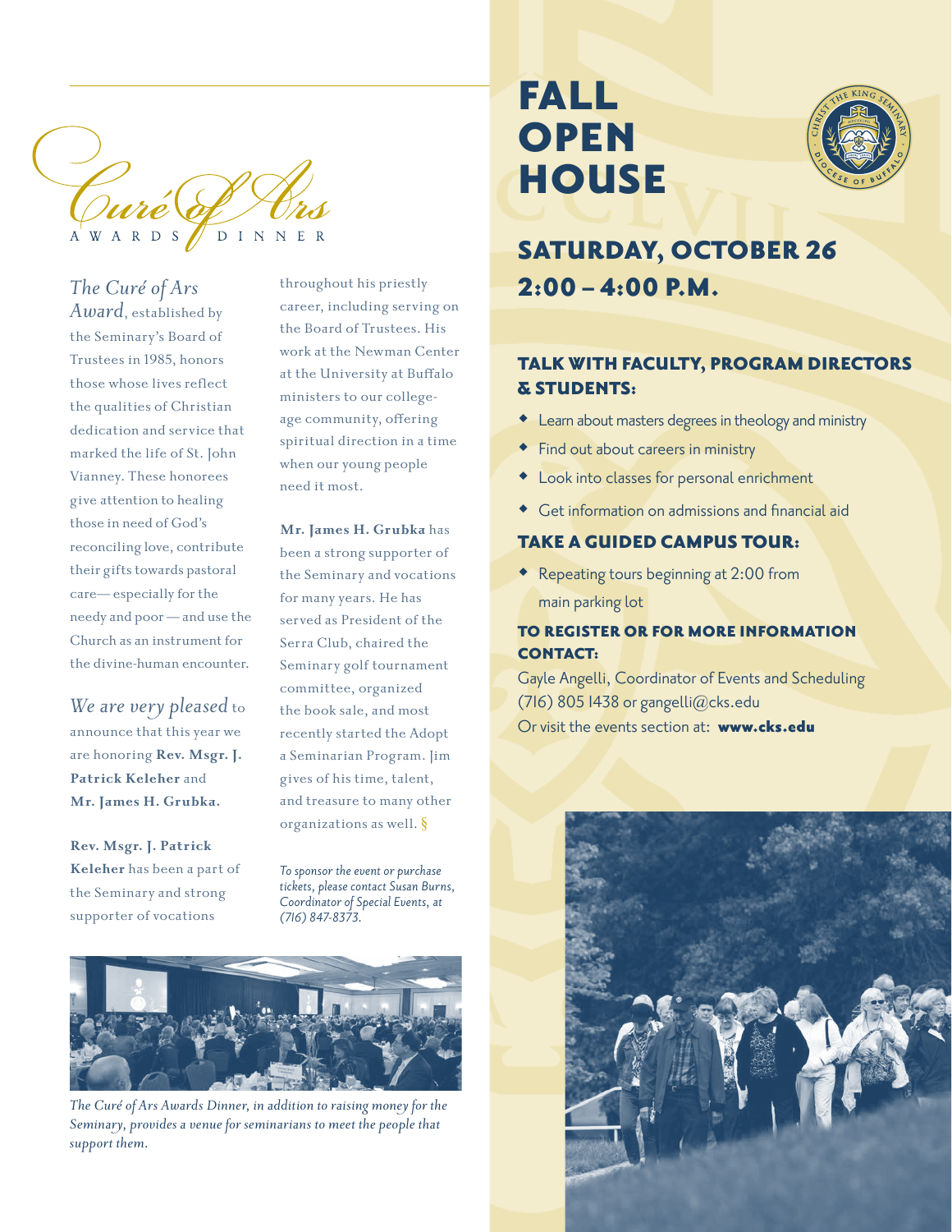# Curé of Ars
## AWARDS DINNER

*The Curé of Ars Award*, established by the Seminary's Board of Trustees in 1985, honors those whose lives reflect the qualities of Christian dedication and service that marked the life of St. John Vianney. These honorees give attention to healing those in need of God's reconciling love, contribute their gifts towards pastoral care— especially for the needy and poor — and use the Church as an instrument for the divine-human encounter.

*We are very pleased* to announce that this year we are honoring **Rev. Msgr. J. Patrick Keleher** and **Mr. James H. Grubka.**

**Rev. Msgr. J. Patrick Keleher** has been a part of the Seminary and strong supporter of vocations throughout his priestly career, including serving on the Board of Trustees. His work at the Newman Center at the University at Buffalo ministers to our college-age community, offering spiritual direction in a time when our young people need it most.

**Mr. James H. Grubka** has been a strong supporter of the Seminary and vocations for many years. He has served as President of the Serra Club, chaired the Seminary golf tournament committee, organized the book sale, and most recently started the Adopt a Seminarian Program. Jim gives of his time, talent, and treasure to many other organizations as well. §

*To sponsor the event or purchase tickets, please contact Susan Burns, Coordinator of Special Events, at (716) 847-8373.*

*The Curé of Ars Awards Dinner, in addition to raising money for the Seminary, provides a venue for seminarians to meet the people that support them.*

# FALL OPEN HOUSE

## SATURDAY, OCTOBER 26
## 2:00 – 4:00 P.M.

### TALK WITH FACULTY, PROGRAM DIRECTORS & STUDENTS:

- Learn about masters degrees in theology and ministry
- Find out about careers in ministry
- Look into classes for personal enrichment
- Get information on admissions and financial aid

### TAKE A GUIDED CAMPUS TOUR:

- Repeating tours beginning at 2:00 from main parking lot

### TO REGISTER OR FOR MORE INFORMATION CONTACT:

Gayle Angelli, Coordinator of Events and Scheduling
(716) 805 1438 or gangelli@cks.edu
Or visit the events section at: **www.cks.edu**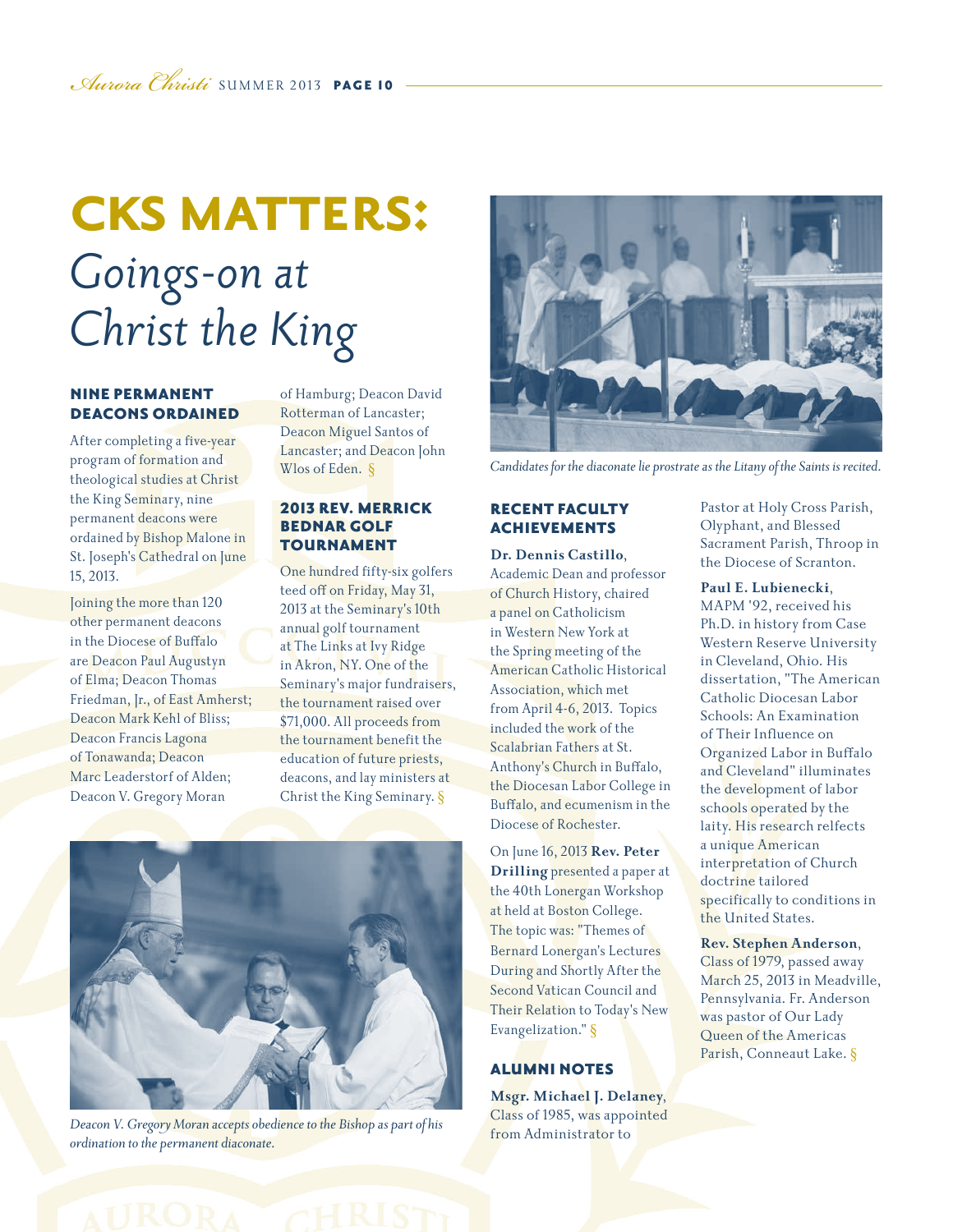# CKS MATTERS:
## *Goings-on at Christ the King*

### NINE PERMANENT DEACONS ORDAINED

After completing a five-year program of formation and theological studies at Christ the King Seminary, nine permanent deacons were ordained by Bishop Malone in St. Joseph's Cathedral on June 15, 2013.

Joining the more than 120 other permanent deacons in the Diocese of Buffalo are Deacon Paul Augustyn of Elma; Deacon Thomas Friedman, Jr., of East Amherst; Deacon Mark Kehl of Bliss; Deacon Francis Lagona of Tonawanda; Deacon Marc Leaderstorf of Alden; Deacon V. Gregory Moran of Hamburg; Deacon David Rotterman of Lancaster; Deacon Miguel Santos of Lancaster; and Deacon John Wlos of Eden. §

### 2013 REV. MERRICK BEDNAR GOLF TOURNAMENT

One hundred fifty-six golfers teed off on Friday, May 31, 2013 at the Seminary's 10th annual golf tournament at The Links at Ivy Ridge in Akron, NY. One of the Seminary's major fundraisers, the tournament raised over $71,000. All proceeds from the tournament benefit the education of future priests, deacons, and lay ministers at Christ the King Seminary. §

*Deacon V. Gregory Moran accepts obedience to the Bishop as part of his ordination to the permanent diaconate.*

*Candidates for the diaconate lie prostrate as the Litany of the Saints is recited.*

### RECENT FACULTY ACHIEVEMENTS

**Dr. Dennis Castillo**, Academic Dean and professor of Church History, chaired a panel on Catholicism in Western New York at the Spring meeting of the American Catholic Historical Association, which met from April 4-6, 2013. Topics included the work of the Scalabrian Fathers at St. Anthony's Church in Buffalo, the Diocesan Labor College in Buffalo, and ecumenism in the Diocese of Rochester.

On June 16, 2013 **Rev. Peter Drilling** presented a paper at the 40th Lonergan Workshop at held at Boston College. The topic was: "Themes of Bernard Lonergan's Lectures During and Shortly After the Second Vatican Council and Their Relation to Today's New Evangelization." §

### ALUMNI NOTES

**Msgr. Michael J. Delaney**, Class of 1985, was appointed from Administrator to Pastor at Holy Cross Parish, Olyphant, and Blessed Sacrament Parish, Throop in the Diocese of Scranton.

**Paul E. Lubienecki**, MAPM '92, received his Ph.D. in history from Case Western Reserve University in Cleveland, Ohio. His dissertation, "The American Catholic Diocesan Labor Schools: An Examination of Their Influence on Organized Labor in Buffalo and Cleveland" illuminates the development of labor schools operated by the laity. His research relfects a unique American interpretation of Church doctrine tailored specifically to conditions in the United States.

**Rev. Stephen Anderson**, Class of 1979, passed away March 25, 2013 in Meadville, Pennsylvania. Fr. Anderson was pastor of Our Lady Queen of the Americas Parish, Conneaut Lake. §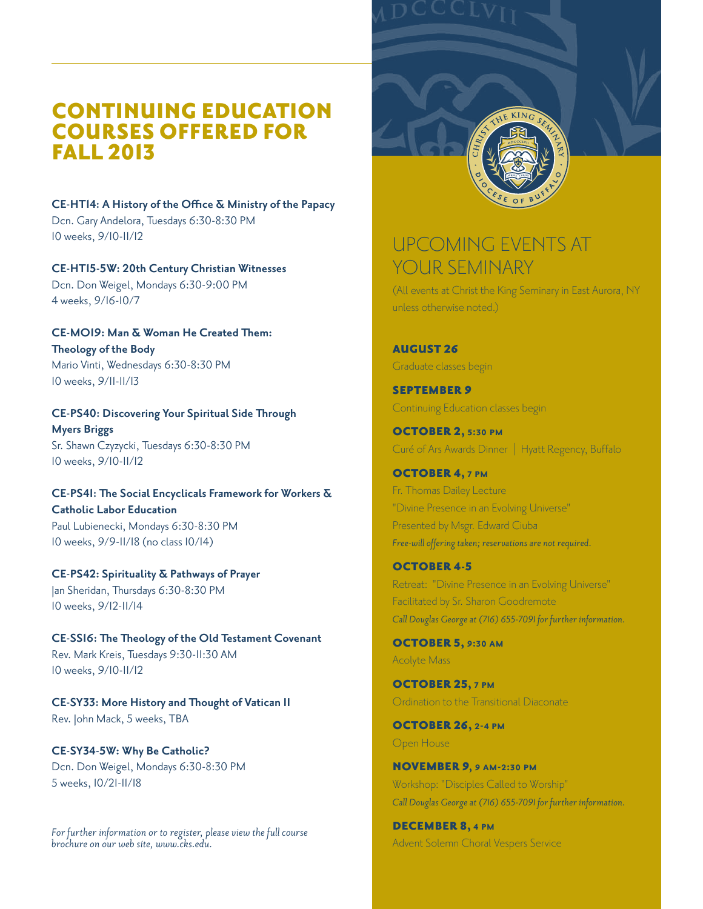# CONTINUING EDUCATION COURSES OFFERED FOR FALL 2013

**CE-HT14: A History of the Office & Ministry of the Papacy**
Dcn. Gary Andelora, Tuesdays 6:30-8:30 PM
10 weeks, 9/10-11/12

**CE-HT15-5W: 20th Century Christian Witnesses**
Dcn. Don Weigel, Mondays 6:30-9:00 PM
4 weeks, 9/16-10/7

**CE-MO19: Man & Woman He Created Them: Theology of the Body**
Mario Vinti, Wednesdays 6:30-8:30 PM
10 weeks, 9/11-11/13

**CE-PS40: Discovering Your Spiritual Side Through Myers Briggs**
Sr. Shawn Czyzycki, Tuesdays 6:30-8:30 PM
10 weeks, 9/10-11/12

**CE-PS41: The Social Encyclicals Framework for Workers & Catholic Labor Education**
Paul Lubienecki, Mondays 6:30-8:30 PM
10 weeks, 9/9-11/18 (no class 10/14)

**CE-PS42: Spirituality & Pathways of Prayer**
Jan Sheridan, Thursdays 6:30-8:30 PM
10 weeks, 9/12-11/14

**CE-SS16: The Theology of the Old Testament Covenant**
Rev. Mark Kreis, Tuesdays 9:30-11:30 AM
10 weeks, 9/10-11/12

**CE-SY33: More History and Thought of Vatican II**
Rev. John Mack, 5 weeks, TBA

**CE-SY34-5W: Why Be Catholic?**
Dcn. Don Weigel, Mondays 6:30-8:30 PM
5 weeks, 10/21-11/18

*For further information or to register, please view the full course brochure on our web site, www.cks.edu.*

# UPCOMING EVENTS AT YOUR SEMINARY

(All events at Christ the King Seminary in East Aurora, NY unless otherwise noted.)

**AUGUST 26**
Graduate classes begin

**SEPTEMBER 9**
Continuing Education classes begin

**OCTOBER 2, 5:30 PM**
Curé of Ars Awards Dinner | Hyatt Regency, Buffalo

**OCTOBER 4, 7 PM**
Fr. Thomas Dailey Lecture
"Divine Presence in an Evolving Universe"
Presented by Msgr. Edward Ciuba
*Free-will offering taken; reservations are not required.*

**OCTOBER 4-5**
Retreat: "Divine Presence in an Evolving Universe"
Facilitated by Sr. Sharon Goodremote
*Call Douglas George at (716) 655-7091 for further information.*

**OCTOBER 5, 9:30 AM**
Acolyte Mass

**OCTOBER 25, 7 PM**
Ordination to the Transitional Diaconate

**OCTOBER 26, 2-4 PM**
Open House

**NOVEMBER 9, 9 AM-2:30 PM**
Workshop: "Disciples Called to Worship"
*Call Douglas George at (716) 655-7091 for further information.*

**DECEMBER 8, 4 PM**
Advent Solemn Choral Vespers Service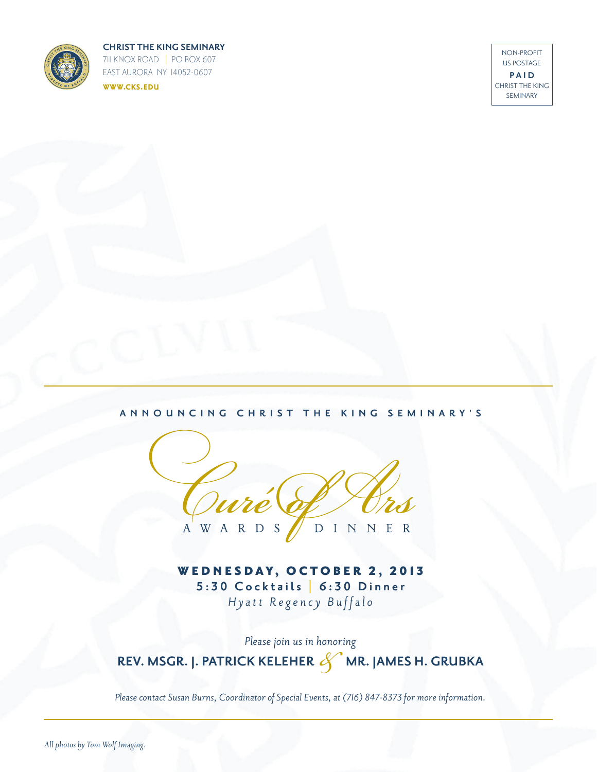**CHRIST THE KING SEMINARY**
711 KNOX ROAD | PO BOX 607
EAST AURORA NY 14052-0607
**WWW.CKS.EDU**

NON-PROFIT
US POSTAGE
**PAID**
CHRIST THE KING
SEMINARY

ANNOUNCING CHRIST THE KING SEMINARY'S

# Curé of Ars
## AWARDS DINNER

**WEDNESDAY, OCTOBER 2, 2013**
**5:30 Cocktails | 6:30 Dinner**
*Hyatt Regency Buffalo*

*Please join us in honoring*
**REV. MSGR. J. PATRICK KELEHER & MR. JAMES H. GRUBKA**

*Please contact Susan Burns, Coordinator of Special Events, at (716) 847-8373 for more information.*

*All photos by Tom Wolf Imaging.*